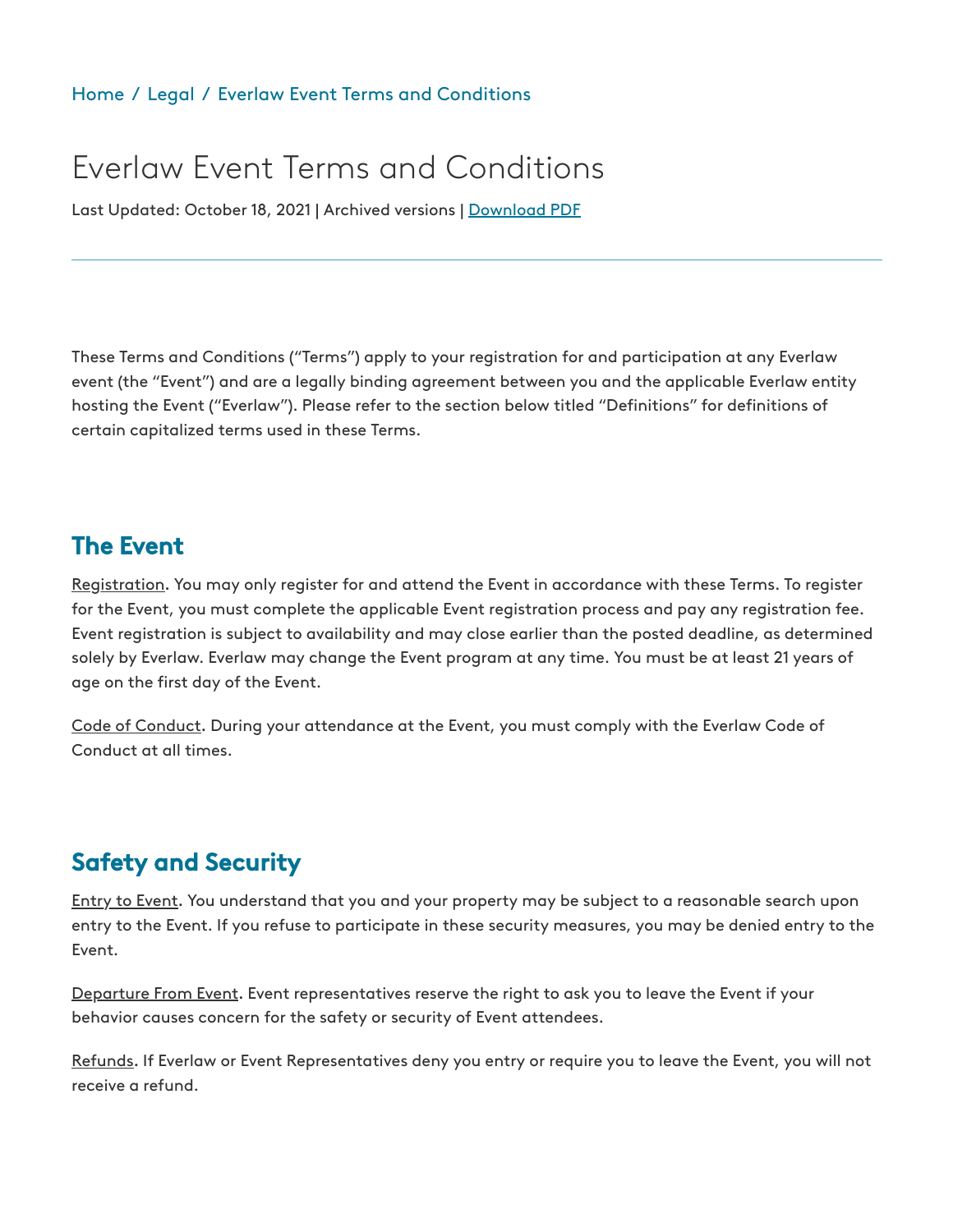Home / Legal / Everlaw Event Terms and Conditions

# Everlaw Event Terms and Conditions

Last Updated: October 18, 2021 | Archived versions | Download PDF

---

These Terms and Conditions ("Terms") apply to your registration for and participation at any Everlaw event (the "Event") and are a legally binding agreement between you and the applicable Everlaw entity hosting the Event ("Everlaw"). Please refer to the section below titled "Definitions" for definitions of certain capitalized terms used in these Terms.

## The Event

Registration. You may only register for and attend the Event in accordance with these Terms. To register for the Event, you must complete the applicable Event registration process and pay any registration fee. Event registration is subject to availability and may close earlier than the posted deadline, as determined solely by Everlaw. Everlaw may change the Event program at any time. You must be at least 21 years of age on the first day of the Event.

Code of Conduct. During your attendance at the Event, you must comply with the Everlaw Code of Conduct at all times.

## Safety and Security

Entry to Event. You understand that you and your property may be subject to a reasonable search upon entry to the Event. If you refuse to participate in these security measures, you may be denied entry to the Event.

Departure From Event. Event representatives reserve the right to ask you to leave the Event if your behavior causes concern for the safety or security of Event attendees.

Refunds. If Everlaw or Event Representatives deny you entry or require you to leave the Event, you will not receive a refund.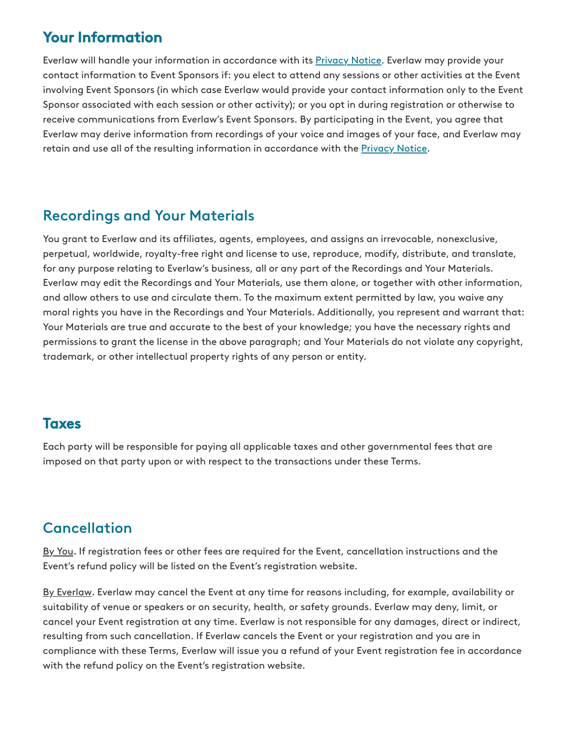## Your Information

Everlaw will handle your information in accordance with its [Privacy Notice](). Everlaw may provide your contact information to Event Sponsors if: you elect to attend any sessions or other activities at the Event involving Event Sponsors (in which case Everlaw would provide your contact information only to the Event Sponsor associated with each session or other activity); or you opt in during registration or otherwise to receive communications from Everlaw's Event Sponsors. By participating in the Event, you agree that Everlaw may derive information from recordings of your voice and images of your face, and Everlaw may retain and use all of the resulting information in accordance with the [Privacy Notice]().

## Recordings and Your Materials

You grant to Everlaw and its affiliates, agents, employees, and assigns an irrevocable, nonexclusive, perpetual, worldwide, royalty-free right and license to use, reproduce, modify, distribute, and translate, for any purpose relating to Everlaw's business, all or any part of the Recordings and Your Materials. Everlaw may edit the Recordings and Your Materials, use them alone, or together with other information, and allow others to use and circulate them. To the maximum extent permitted by law, you waive any moral rights you have in the Recordings and Your Materials. Additionally, you represent and warrant that: Your Materials are true and accurate to the best of your knowledge; you have the necessary rights and permissions to grant the license in the above paragraph; and Your Materials do not violate any copyright, trademark, or other intellectual property rights of any person or entity.

## Taxes

Each party will be responsible for paying all applicable taxes and other governmental fees that are imposed on that party upon or with respect to the transactions under these Terms.

## Cancellation

By You. If registration fees or other fees are required for the Event, cancellation instructions and the Event's refund policy will be listed on the Event's registration website.

By Everlaw. Everlaw may cancel the Event at any time for reasons including, for example, availability or suitability of venue or speakers or on security, health, or safety grounds. Everlaw may deny, limit, or cancel your Event registration at any time. Everlaw is not responsible for any damages, direct or indirect, resulting from such cancellation. If Everlaw cancels the Event or your registration and you are in compliance with these Terms, Everlaw will issue you a refund of your Event registration fee in accordance with the refund policy on the Event's registration website.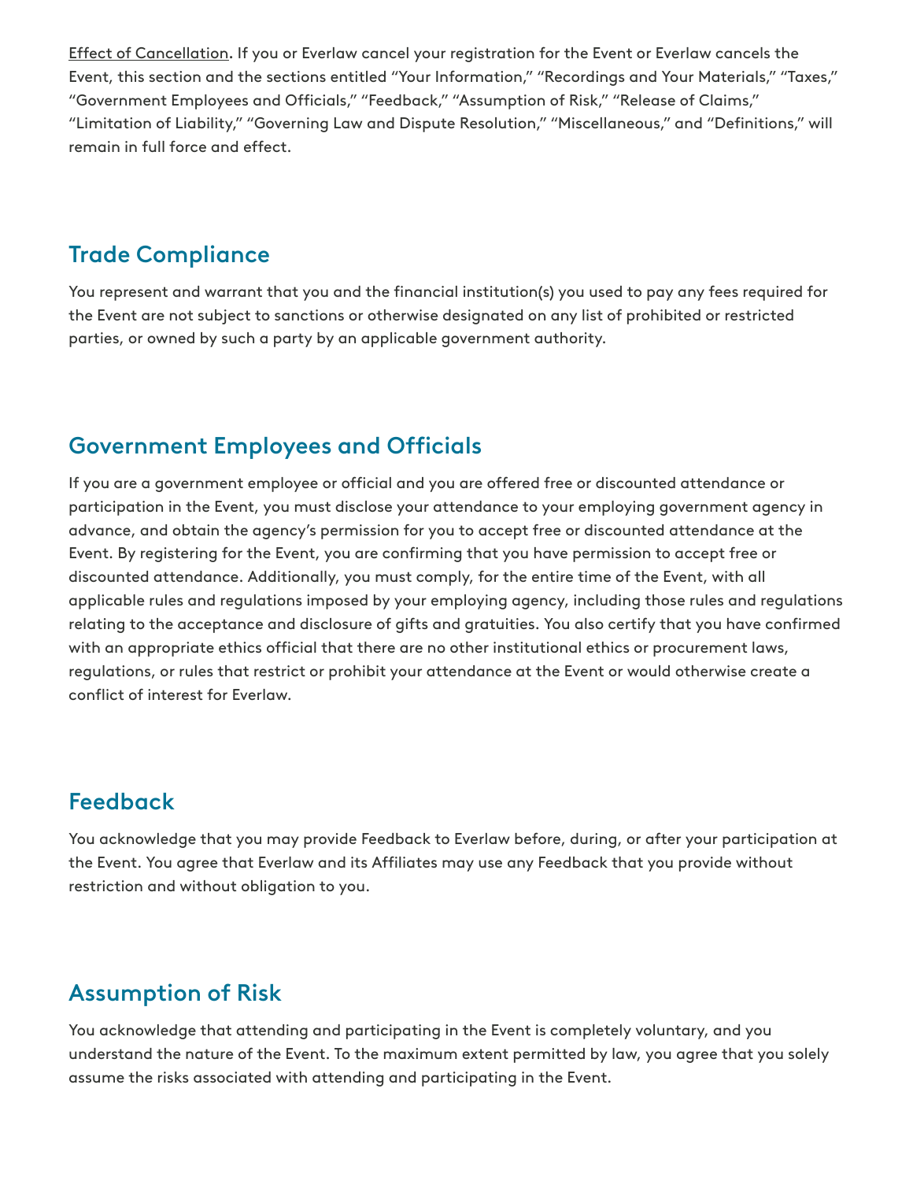<u>Effect of Cancellation</u>. If you or Everlaw cancel your registration for the Event or Everlaw cancels the Event, this section and the sections entitled "Your Information," "Recordings and Your Materials," "Taxes," "Government Employees and Officials," "Feedback," "Assumption of Risk," "Release of Claims," "Limitation of Liability," "Governing Law and Dispute Resolution," "Miscellaneous," and "Definitions," will remain in full force and effect.

## Trade Compliance

You represent and warrant that you and the financial institution(s) you used to pay any fees required for the Event are not subject to sanctions or otherwise designated on any list of prohibited or restricted parties, or owned by such a party by an applicable government authority.

## Government Employees and Officials

If you are a government employee or official and you are offered free or discounted attendance or participation in the Event, you must disclose your attendance to your employing government agency in advance, and obtain the agency's permission for you to accept free or discounted attendance at the Event. By registering for the Event, you are confirming that you have permission to accept free or discounted attendance. Additionally, you must comply, for the entire time of the Event, with all applicable rules and regulations imposed by your employing agency, including those rules and regulations relating to the acceptance and disclosure of gifts and gratuities. You also certify that you have confirmed with an appropriate ethics official that there are no other institutional ethics or procurement laws, regulations, or rules that restrict or prohibit your attendance at the Event or would otherwise create a conflict of interest for Everlaw.

## Feedback

You acknowledge that you may provide Feedback to Everlaw before, during, or after your participation at the Event. You agree that Everlaw and its Affiliates may use any Feedback that you provide without restriction and without obligation to you.

## Assumption of Risk

You acknowledge that attending and participating in the Event is completely voluntary, and you understand the nature of the Event. To the maximum extent permitted by law, you agree that you solely assume the risks associated with attending and participating in the Event.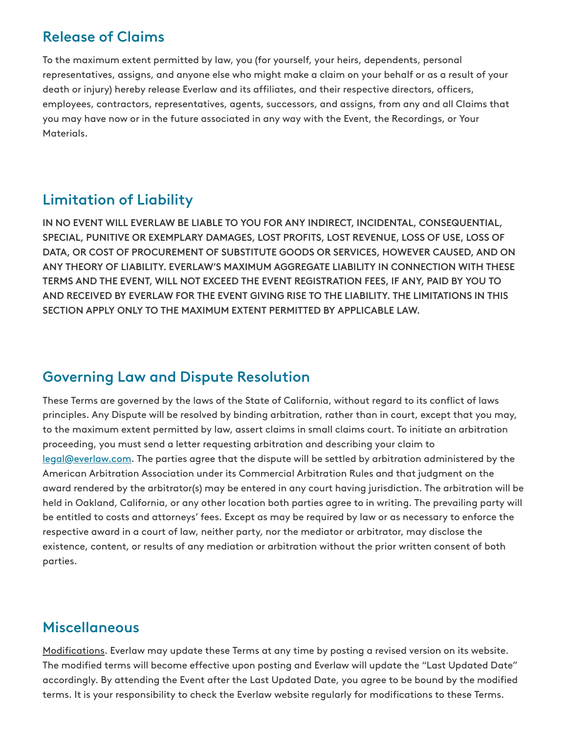## Release of Claims

To the maximum extent permitted by law, you (for yourself, your heirs, dependents, personal representatives, assigns, and anyone else who might make a claim on your behalf or as a result of your death or injury) hereby release Everlaw and its affiliates, and their respective directors, officers, employees, contractors, representatives, agents, successors, and assigns, from any and all Claims that you may have now or in the future associated in any way with the Event, the Recordings, or Your Materials.

## Limitation of Liability

**IN NO EVENT WILL EVERLAW BE LIABLE TO YOU FOR ANY INDIRECT, INCIDENTAL, CONSEQUENTIAL, SPECIAL, PUNITIVE OR EXEMPLARY DAMAGES, LOST PROFITS, LOST REVENUE, LOSS OF USE, LOSS OF DATA, OR COST OF PROCUREMENT OF SUBSTITUTE GOODS OR SERVICES, HOWEVER CAUSED, AND ON ANY THEORY OF LIABILITY. EVERLAW'S MAXIMUM AGGREGATE LIABILITY IN CONNECTION WITH THESE TERMS AND THE EVENT, WILL NOT EXCEED THE EVENT REGISTRATION FEES, IF ANY, PAID BY YOU TO AND RECEIVED BY EVERLAW FOR THE EVENT GIVING RISE TO THE LIABILITY. THE LIMITATIONS IN THIS SECTION APPLY ONLY TO THE MAXIMUM EXTENT PERMITTED BY APPLICABLE LAW.**

## Governing Law and Dispute Resolution

These Terms are governed by the laws of the State of California, without regard to its conflict of laws principles. Any Dispute will be resolved by binding arbitration, rather than in court, except that you may, to the maximum extent permitted by law, assert claims in small claims court. To initiate an arbitration proceeding, you must send a letter requesting arbitration and describing your claim to legal@everlaw.com. The parties agree that the dispute will be settled by arbitration administered by the American Arbitration Association under its Commercial Arbitration Rules and that judgment on the award rendered by the arbitrator(s) may be entered in any court having jurisdiction. The arbitration will be held in Oakland, California, or any other location both parties agree to in writing. The prevailing party will be entitled to costs and attorneys' fees. Except as may be required by law or as necessary to enforce the respective award in a court of law, neither party, nor the mediator or arbitrator, may disclose the existence, content, or results of any mediation or arbitration without the prior written consent of both parties.

## Miscellaneous

Modifications. Everlaw may update these Terms at any time by posting a revised version on its website. The modified terms will become effective upon posting and Everlaw will update the "Last Updated Date" accordingly. By attending the Event after the Last Updated Date, you agree to be bound by the modified terms. It is your responsibility to check the Everlaw website regularly for modifications to these Terms.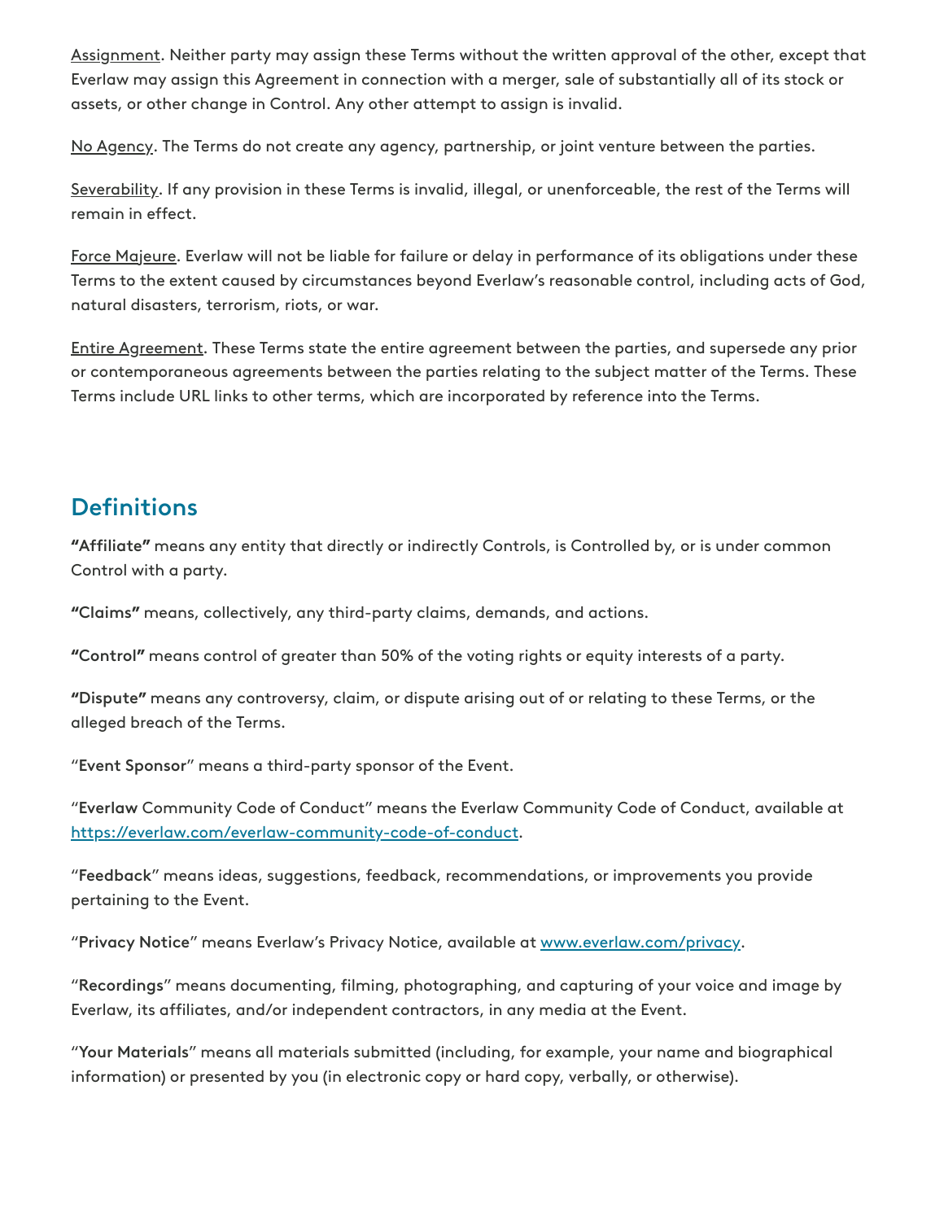Assignment. Neither party may assign these Terms without the written approval of the other, except that Everlaw may assign this Agreement in connection with a merger, sale of substantially all of its stock or assets, or other change in Control. Any other attempt to assign is invalid.

No Agency. The Terms do not create any agency, partnership, or joint venture between the parties.

Severability. If any provision in these Terms is invalid, illegal, or unenforceable, the rest of the Terms will remain in effect.

Force Majeure. Everlaw will not be liable for failure or delay in performance of its obligations under these Terms to the extent caused by circumstances beyond Everlaw's reasonable control, including acts of God, natural disasters, terrorism, riots, or war.

Entire Agreement. These Terms state the entire agreement between the parties, and supersede any prior or contemporaneous agreements between the parties relating to the subject matter of the Terms. These Terms include URL links to other terms, which are incorporated by reference into the Terms.

## Definitions

**"Affiliate"** means any entity that directly or indirectly Controls, is Controlled by, or is under common Control with a party.

**"Claims"** means, collectively, any third-party claims, demands, and actions.

**"Control"** means control of greater than 50% of the voting rights or equity interests of a party.

**"Dispute"** means any controversy, claim, or dispute arising out of or relating to these Terms, or the alleged breach of the Terms.

"**Event Sponsor**" means a third-party sponsor of the Event.

"**Everlaw** Community Code of Conduct" means the Everlaw Community Code of Conduct, available at https://everlaw.com/everlaw-community-code-of-conduct.

"**Feedback**" means ideas, suggestions, feedback, recommendations, or improvements you provide pertaining to the Event.

"**Privacy Notice**" means Everlaw's Privacy Notice, available at www.everlaw.com/privacy.

"**Recordings**" means documenting, filming, photographing, and capturing of your voice and image by Everlaw, its affiliates, and/or independent contractors, in any media at the Event.

"**Your Materials**" means all materials submitted (including, for example, your name and biographical information) or presented by you (in electronic copy or hard copy, verbally, or otherwise).